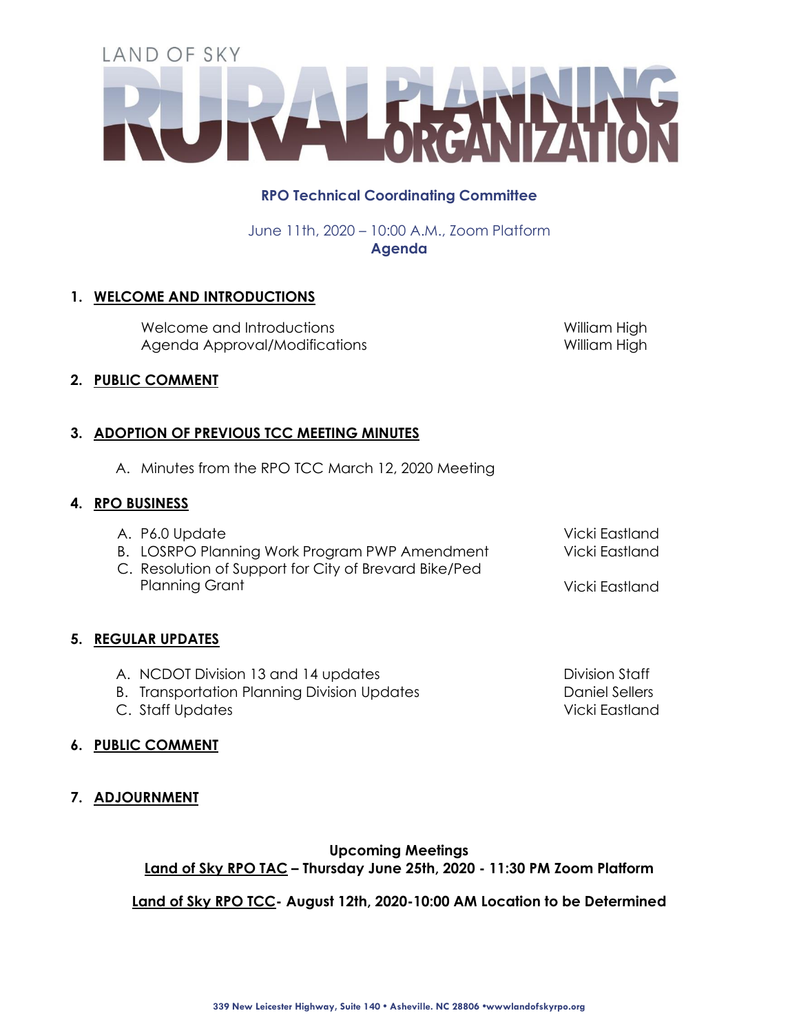# LAND OF SKY RURAL PLANNING ORGANIZATION

## RPO Technical Coordinating Committee

June 11th, 2020 – 10:00 A.M., Zoom Platform

**Agenda**

1. **WELCOME AND INTRODUCTIONS**

   | | |
   |---|---|
   | Welcome and Introductions | William High |
   | Agenda Approval/Modifications | William High |

2. **PUBLIC COMMENT**

3. **ADOPTION OF PREVIOUS TCC MEETING MINUTES**

   A. Minutes from the RPO TCC March 12, 2020 Meeting

4. **RPO BUSINESS**

   | | |
   |---|---|
   | A. P6.0 Update | Vicki Eastland |
   | B. LOSRPO Planning Work Program PWP Amendment | Vicki Eastland |
   | C. Resolution of Support for City of Brevard Bike/Ped Planning Grant | Vicki Eastland |

5. **REGULAR UPDATES**

   | | |
   |---|---|
   | A. NCDOT Division 13 and 14 updates | Division Staff |
   | B. Transportation Planning Division Updates | Daniel Sellers |
   | C. Staff Updates | Vicki Eastland |

6. **PUBLIC COMMENT**

7. **ADJOURNMENT**

**Upcoming Meetings**

**Land of Sky RPO TAC – Thursday June 25th, 2020 - 11:30 PM Zoom Platform**

**Land of Sky RPO TCC- August 12th, 2020-10:00 AM Location to be Determined**

339 New Leicester Highway, Suite 140 • Asheville. NC 28806 •wwwlandofskyrpo.org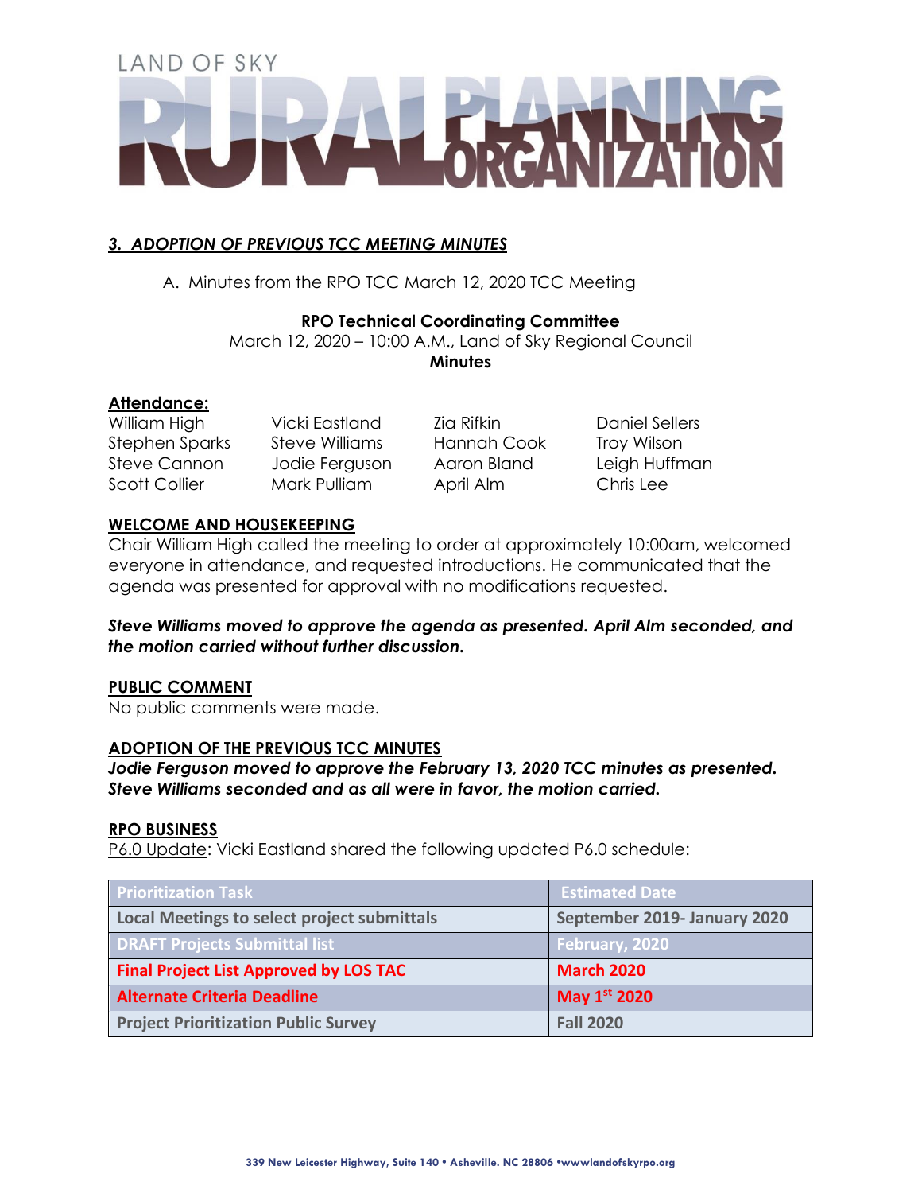### *3. ADOPTION OF PREVIOUS TCC MEETING MINUTES*

A. Minutes from the RPO TCC March 12, 2020 TCC Meeting

**RPO Technical Coordinating Committee**
March 12, 2020 – 10:00 A.M., Land of Sky Regional Council
**Minutes**

**Attendance:**

| | | | |
|---|---|---|---|
| William High | Vicki Eastland | Zia Rifkin | Daniel Sellers |
| Stephen Sparks | Steve Williams | Hannah Cook | Troy Wilson |
| Steve Cannon | Jodie Ferguson | Aaron Bland | Leigh Huffman |
| Scott Collier | Mark Pulliam | April Alm | Chris Lee |

**WELCOME AND HOUSEKEEPING**

Chair William High called the meeting to order at approximately 10:00am, welcomed everyone in attendance, and requested introductions. He communicated that the agenda was presented for approval with no modifications requested.

***Steve Williams moved to approve the agenda as presented. April Alm seconded, and the motion carried without further discussion.***

**PUBLIC COMMENT**

No public comments were made.

**ADOPTION OF THE PREVIOUS TCC MINUTES**

***Jodie Ferguson moved to approve the February 13, 2020 TCC minutes as presented. Steve Williams seconded and as all were in favor, the motion carried.***

**RPO BUSINESS**

P6.0 Update: Vicki Eastland shared the following updated P6.0 schedule:

| Prioritization Task | Estimated Date |
|---|---|
| Local Meetings to select project submittals | September 2019- January 2020 |
| DRAFT Projects Submittal list | February, 2020 |
| Final Project List Approved by LOS TAC | March 2020 |
| Alternate Criteria Deadline | May 1st 2020 |
| Project Prioritization Public Survey | Fall 2020 |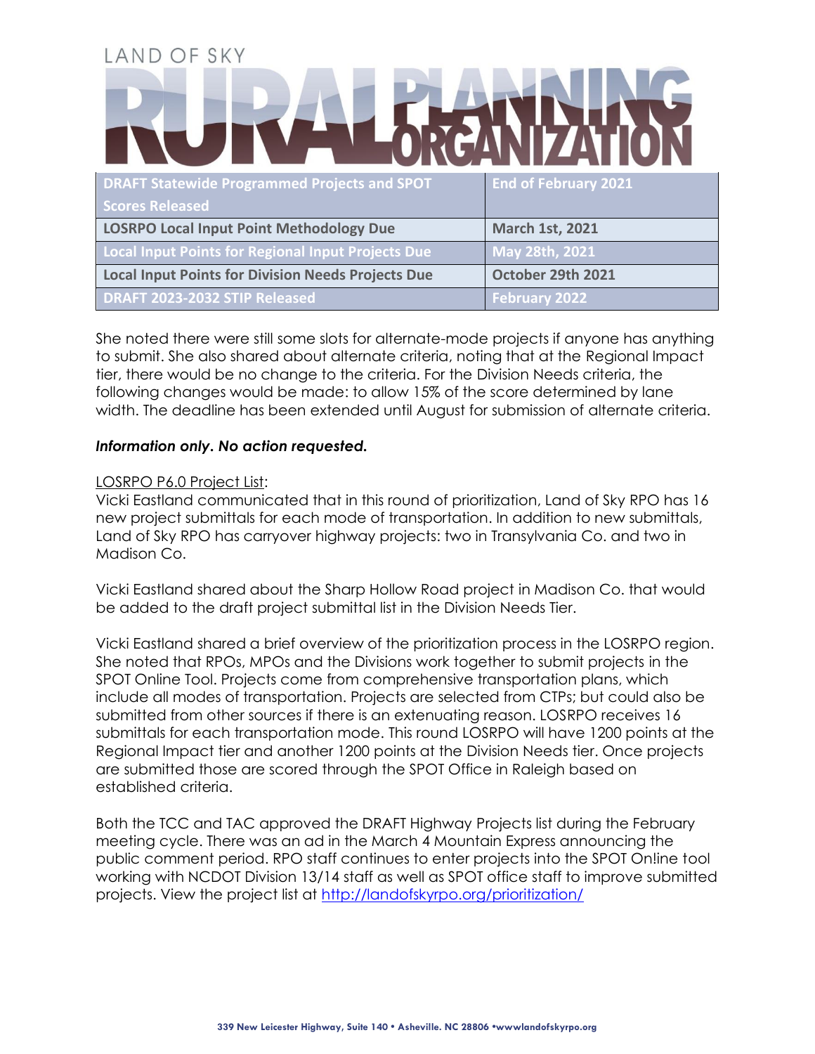| DRAFT Statewide Programmed Projects and SPOT Scores Released | End of February 2021 |
|---|---|
| LOSRPO Local Input Point Methodology Due | March 1st, 2021 |
| Local Input Points for Regional Input Projects Due | May 28th, 2021 |
| Local Input Points for Division Needs Projects Due | October 29th 2021 |
| DRAFT 2023-2032 STIP Released | February 2022 |

She noted there were still some slots for alternate-mode projects if anyone has anything to submit. She also shared about alternate criteria, noting that at the Regional Impact tier, there would be no change to the criteria. For the Division Needs criteria, the following changes would be made: to allow 15% of the score determined by lane width. The deadline has been extended until August for submission of alternate criteria.

***Information only. No action requested.***

LOSRPO P6.0 Project List:
Vicki Eastland communicated that in this round of prioritization, Land of Sky RPO has 16 new project submittals for each mode of transportation. In addition to new submittals, Land of Sky RPO has carryover highway projects: two in Transylvania Co. and two in Madison Co.

Vicki Eastland shared about the Sharp Hollow Road project in Madison Co. that would be added to the draft project submittal list in the Division Needs Tier.

Vicki Eastland shared a brief overview of the prioritization process in the LOSRPO region. She noted that RPOs, MPOs and the Divisions work together to submit projects in the SPOT Online Tool. Projects come from comprehensive transportation plans, which include all modes of transportation. Projects are selected from CTPs; but could also be submitted from other sources if there is an extenuating reason. LOSRPO receives 16 submittals for each transportation mode. This round LOSRPO will have 1200 points at the Regional Impact tier and another 1200 points at the Division Needs tier. Once projects are submitted those are scored through the SPOT Office in Raleigh based on established criteria.

Both the TCC and TAC approved the DRAFT Highway Projects list during the February meeting cycle. There was an ad in the March 4 Mountain Express announcing the public comment period. RPO staff continues to enter projects into the SPOT On!ine tool working with NCDOT Division 13/14 staff as well as SPOT office staff to improve submitted projects. View the project list at http://landofskyrpo.org/prioritization/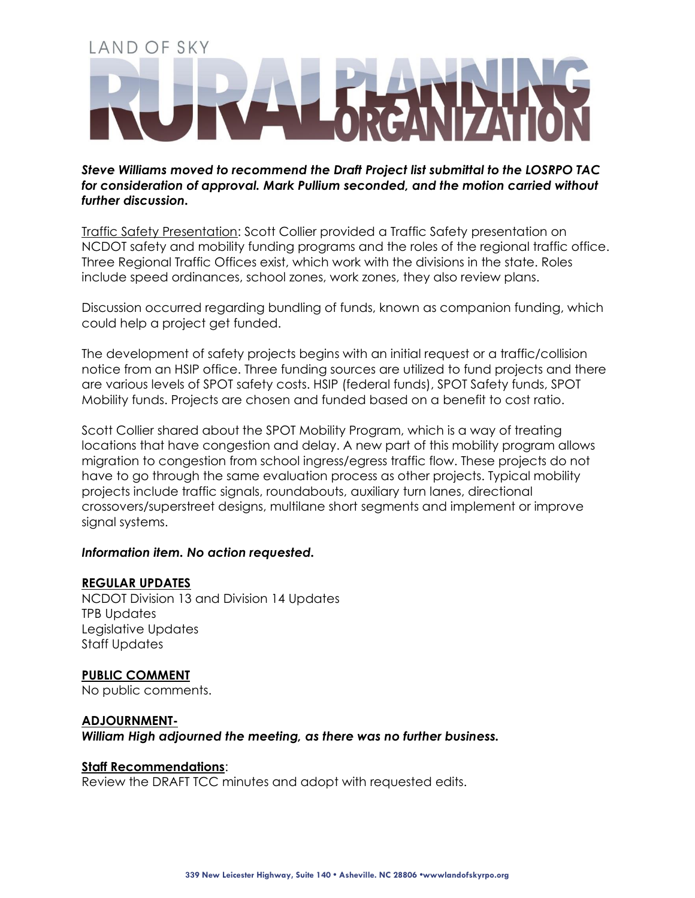***Steve Williams moved to recommend the Draft Project list submittal to the LOSRPO TAC for consideration of approval. Mark Pullium seconded, and the motion carried without further discussion.***

Traffic Safety Presentation: Scott Collier provided a Traffic Safety presentation on NCDOT safety and mobility funding programs and the roles of the regional traffic office. Three Regional Traffic Offices exist, which work with the divisions in the state. Roles include speed ordinances, school zones, work zones, they also review plans.

Discussion occurred regarding bundling of funds, known as companion funding, which could help a project get funded.

The development of safety projects begins with an initial request or a traffic/collision notice from an HSIP office. Three funding sources are utilized to fund projects and there are various levels of SPOT safety costs. HSIP (federal funds), SPOT Safety funds, SPOT Mobility funds. Projects are chosen and funded based on a benefit to cost ratio.

Scott Collier shared about the SPOT Mobility Program, which is a way of treating locations that have congestion and delay. A new part of this mobility program allows migration to congestion from school ingress/egress traffic flow. These projects do not have to go through the same evaluation process as other projects. Typical mobility projects include traffic signals, roundabouts, auxiliary turn lanes, directional crossovers/superstreet designs, multilane short segments and implement or improve signal systems.

***Information item. No action requested.***

**REGULAR UPDATES**

NCDOT Division 13 and Division 14 Updates
TPB Updates
Legislative Updates
Staff Updates

**PUBLIC COMMENT**

No public comments.

**ADJOURNMENT-**

***William High adjourned the meeting, as there was no further business.***

**Staff Recommendations**:

Review the DRAFT TCC minutes and adopt with requested edits.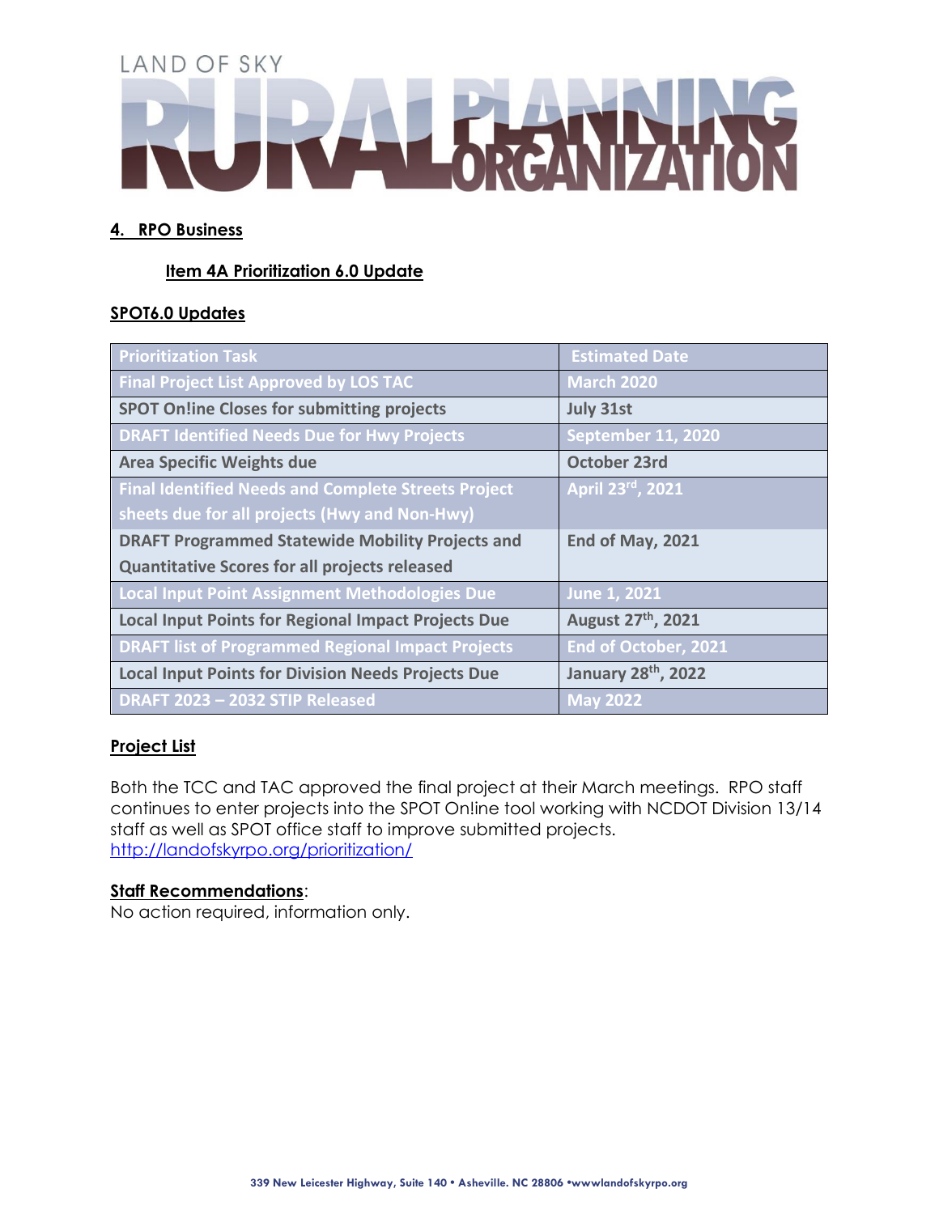LAND OF SKY RURAL PLANNING ORGANIZATION

## 4. RPO Business

### Item 4A Prioritization 6.0 Update

### SPOT6.0 Updates

| Prioritization Task | Estimated Date |
| --- | --- |
| Final Project List Approved by LOS TAC | March 2020 |
| SPOT On!ine Closes for submitting projects | July 31st |
| DRAFT Identified Needs Due for Hwy Projects | September 11, 2020 |
| Area Specific Weights due | October 23rd |
| Final Identified Needs and Complete Streets Project sheets due for all projects (Hwy and Non-Hwy) | April 23rd, 2021 |
| DRAFT Programmed Statewide Mobility Projects and Quantitative Scores for all projects released | End of May, 2021 |
| Local Input Point Assignment Methodologies Due | June 1, 2021 |
| Local Input Points for Regional Impact Projects Due | August 27th, 2021 |
| DRAFT list of Programmed Regional Impact Projects | End of October, 2021 |
| Local Input Points for Division Needs Projects Due | January 28th, 2022 |
| DRAFT 2023 – 2032 STIP Released | May 2022 |

### Project List

Both the TCC and TAC approved the final project at their March meetings. RPO staff continues to enter projects into the SPOT On!ine tool working with NCDOT Division 13/14 staff as well as SPOT office staff to improve submitted projects.
http://landofskyrpo.org/prioritization/

**Staff Recommendations**:
No action required, information only.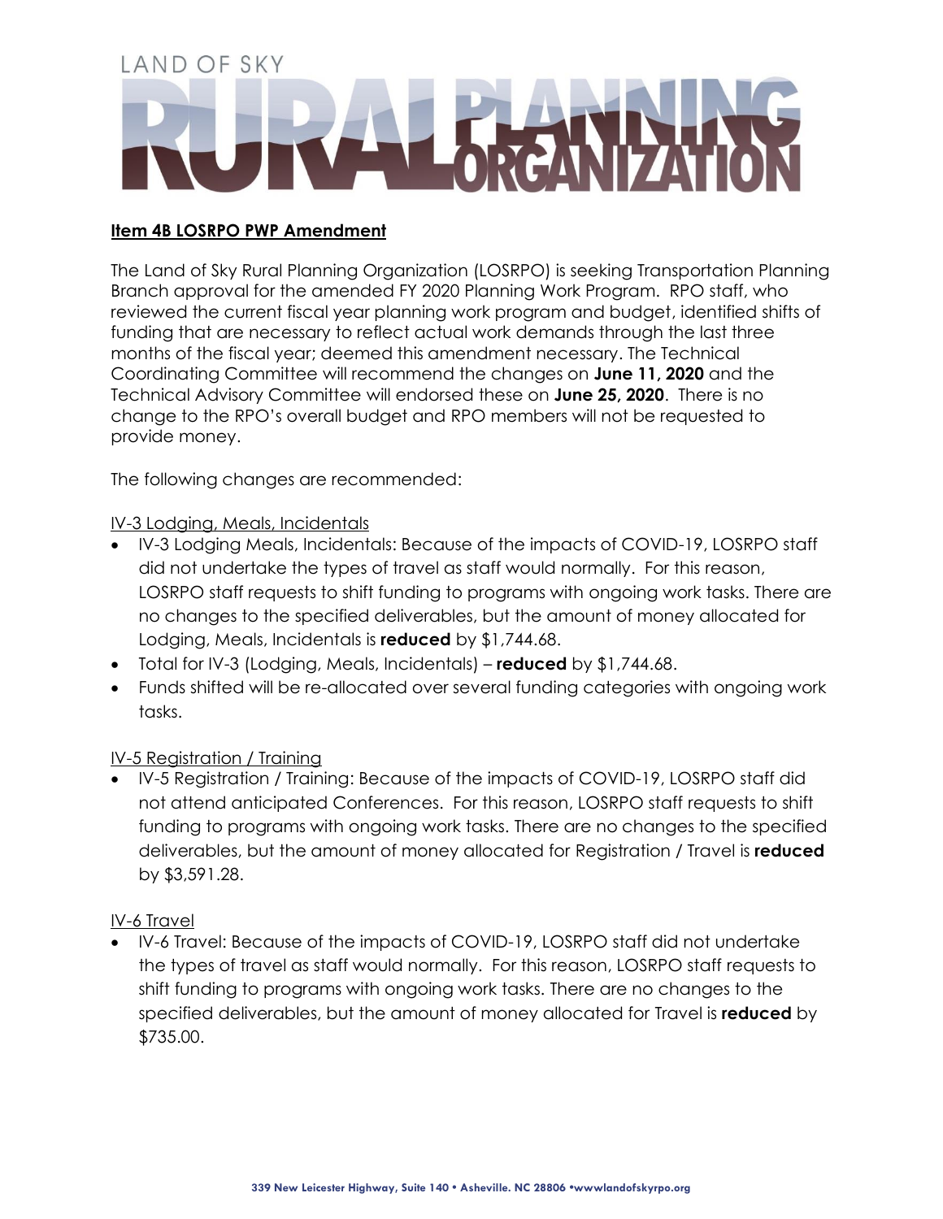# LAND OF SKY RURAL PLANNING ORGANIZATION

**Item 4B LOSRPO PWP Amendment**

The Land of Sky Rural Planning Organization (LOSRPO) is seeking Transportation Planning Branch approval for the amended FY 2020 Planning Work Program. RPO staff, who reviewed the current fiscal year planning work program and budget, identified shifts of funding that are necessary to reflect actual work demands through the last three months of the fiscal year; deemed this amendment necessary. The Technical Coordinating Committee will recommend the changes on **June 11, 2020** and the Technical Advisory Committee will endorsed these on **June 25, 2020**. There is no change to the RPO's overall budget and RPO members will not be requested to provide money.

The following changes are recommended:

IV-3 Lodging, Meals, Incidentals

- IV-3 Lodging Meals, Incidentals: Because of the impacts of COVID-19, LOSRPO staff did not undertake the types of travel as staff would normally. For this reason, LOSRPO staff requests to shift funding to programs with ongoing work tasks. There are no changes to the specified deliverables, but the amount of money allocated for Lodging, Meals, Incidentals is **reduced** by $1,744.68.
- Total for IV-3 (Lodging, Meals, Incidentals) – **reduced** by $1,744.68.
- Funds shifted will be re-allocated over several funding categories with ongoing work tasks.

IV-5 Registration / Training

- IV-5 Registration / Training: Because of the impacts of COVID-19, LOSRPO staff did not attend anticipated Conferences. For this reason, LOSRPO staff requests to shift funding to programs with ongoing work tasks. There are no changes to the specified deliverables, but the amount of money allocated for Registration / Travel is **reduced** by $3,591.28.

IV-6 Travel

- IV-6 Travel: Because of the impacts of COVID-19, LOSRPO staff did not undertake the types of travel as staff would normally. For this reason, LOSRPO staff requests to shift funding to programs with ongoing work tasks. There are no changes to the specified deliverables, but the amount of money allocated for Travel is **reduced** by $735.00.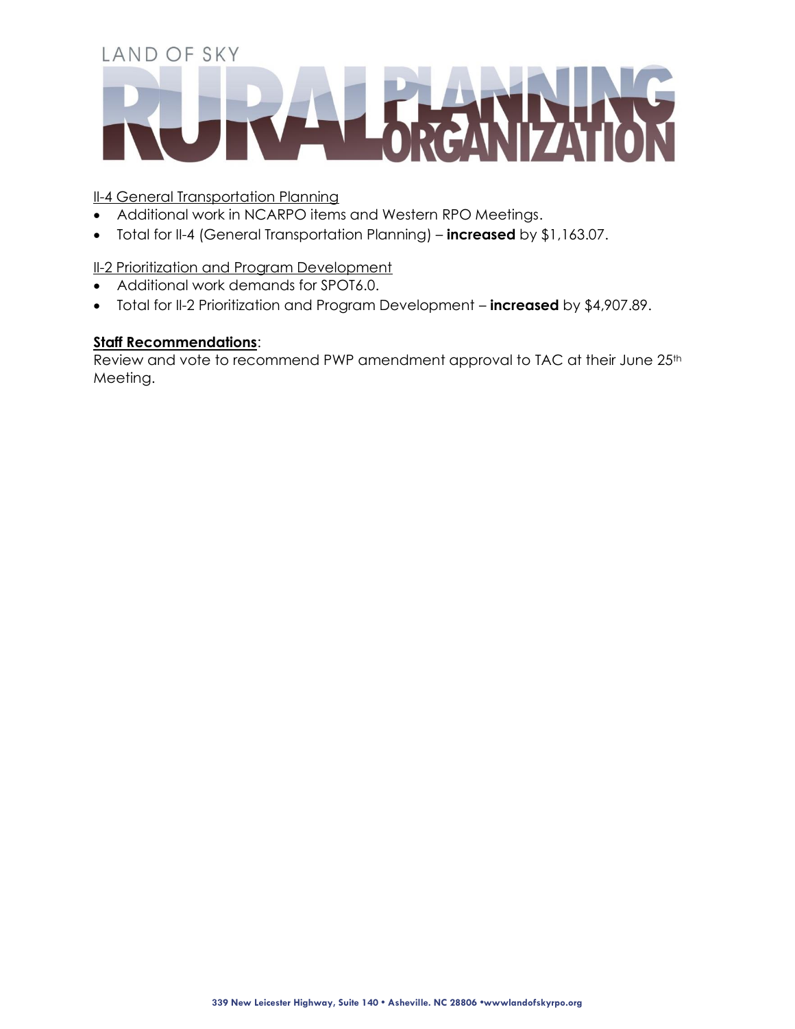LAND OF SKY RURAL PLANNING ORGANIZATION

II-4 General Transportation Planning

- Additional work in NCARPO items and Western RPO Meetings.
- Total for II-4 (General Transportation Planning) – **increased** by $1,163.07.

II-2 Prioritization and Program Development

- Additional work demands for SPOT6.0.
- Total for II-2 Prioritization and Program Development – **increased** by $4,907.89.

**Staff Recommendations**:
Review and vote to recommend PWP amendment approval to TAC at their June 25th Meeting.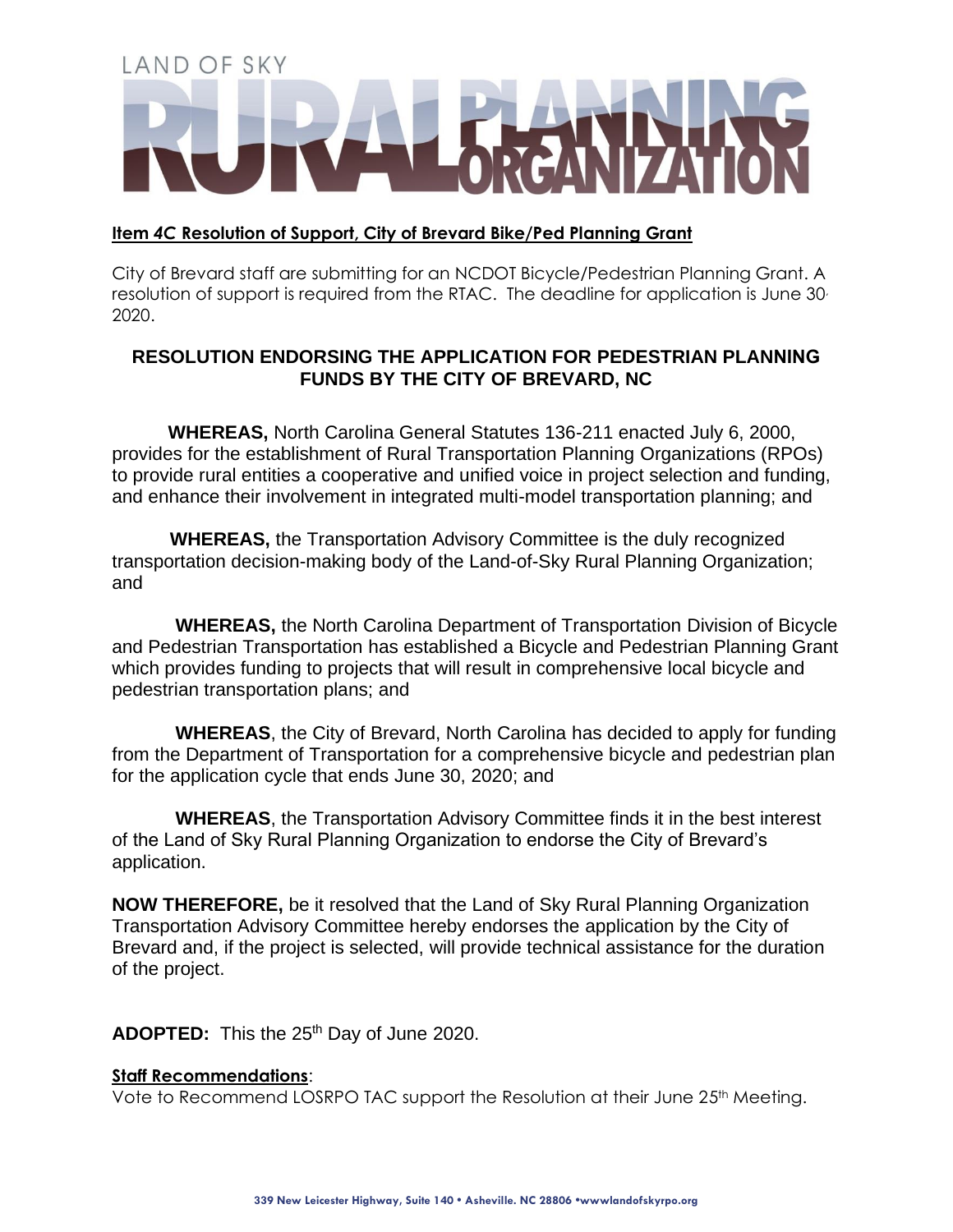LAND OF SKY

# RURAL PLANNING ORGANIZATION

**Item 4C Resolution of Support, City of Brevard Bike/Ped Planning Grant**

City of Brevard staff are submitting for an NCDOT Bicycle/Pedestrian Planning Grant. A resolution of support is required from the RTAC. The deadline for application is June 30, 2020.

## RESOLUTION ENDORSING THE APPLICATION FOR PEDESTRIAN PLANNING FUNDS BY THE CITY OF BREVARD, NC

**WHEREAS,** North Carolina General Statutes 136-211 enacted July 6, 2000, provides for the establishment of Rural Transportation Planning Organizations (RPOs) to provide rural entities a cooperative and unified voice in project selection and funding, and enhance their involvement in integrated multi-model transportation planning; and

**WHEREAS,** the Transportation Advisory Committee is the duly recognized transportation decision-making body of the Land-of-Sky Rural Planning Organization; and

**WHEREAS,** the North Carolina Department of Transportation Division of Bicycle and Pedestrian Transportation has established a Bicycle and Pedestrian Planning Grant which provides funding to projects that will result in comprehensive local bicycle and pedestrian transportation plans; and

**WHEREAS**, the City of Brevard, North Carolina has decided to apply for funding from the Department of Transportation for a comprehensive bicycle and pedestrian plan for the application cycle that ends June 30, 2020; and

**WHEREAS**, the Transportation Advisory Committee finds it in the best interest of the Land of Sky Rural Planning Organization to endorse the City of Brevard's application.

**NOW THEREFORE,** be it resolved that the Land of Sky Rural Planning Organization Transportation Advisory Committee hereby endorses the application by the City of Brevard and, if the project is selected, will provide technical assistance for the duration of the project.

**ADOPTED:** This the 25th Day of June 2020.

**Staff Recommendations**:
Vote to Recommend LOSRPO TAC support the Resolution at their June 25th Meeting.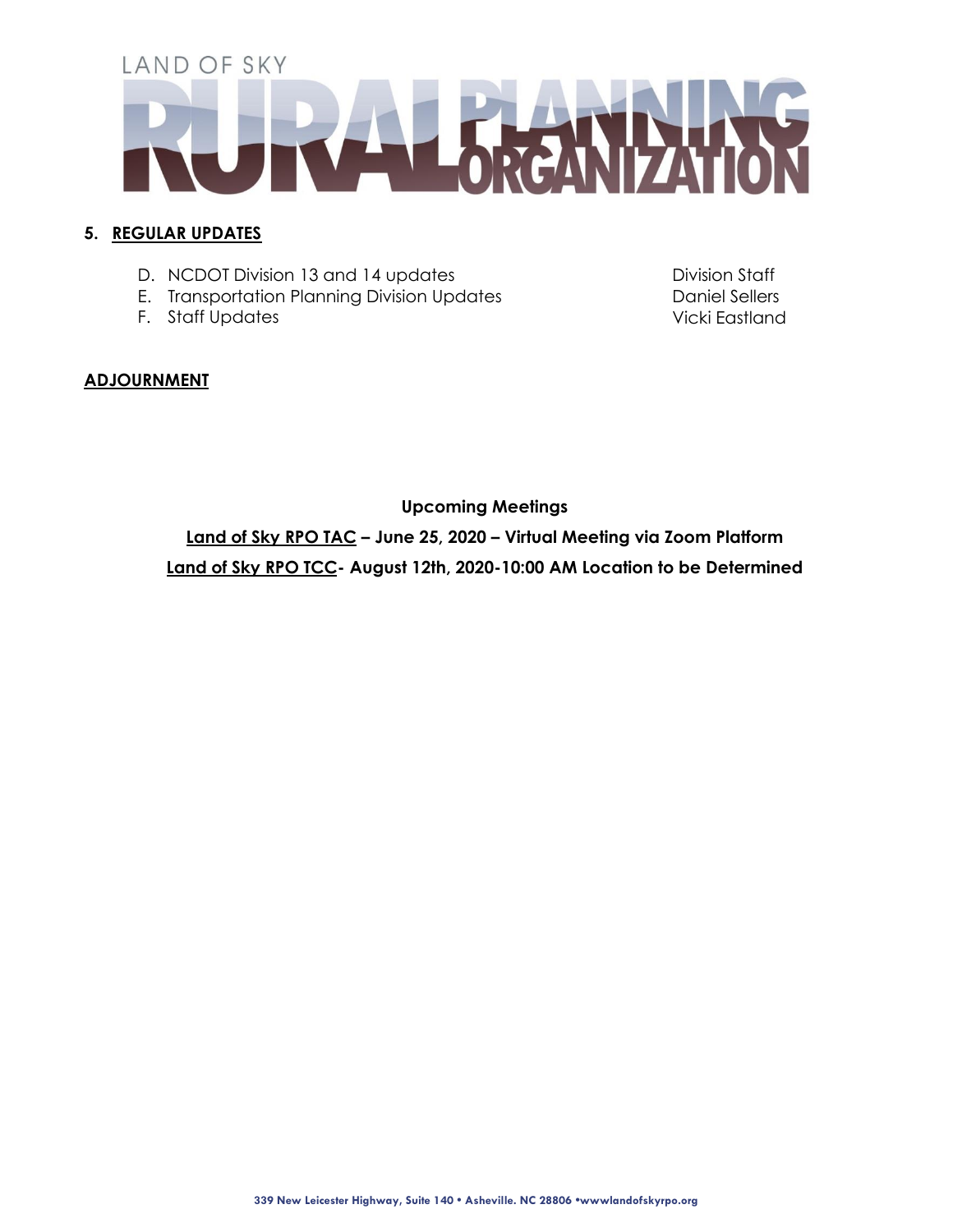LAND OF SKY

RURAL PLANNING ORGANIZATION

## 5. REGULAR UPDATES

D. NCDOT Division 13 and 14 updates — Division Staff
E. Transportation Planning Division Updates — Daniel Sellers
F. Staff Updates — Vicki Eastland

## ADJOURNMENT

**Upcoming Meetings**

**Land of Sky RPO TAC – June 25, 2020 – Virtual Meeting via Zoom Platform**

**Land of Sky RPO TCC- August 12th, 2020-10:00 AM Location to be Determined**

339 New Leicester Highway, Suite 140 • Asheville. NC 28806 •wwwlandofskyrpo.org